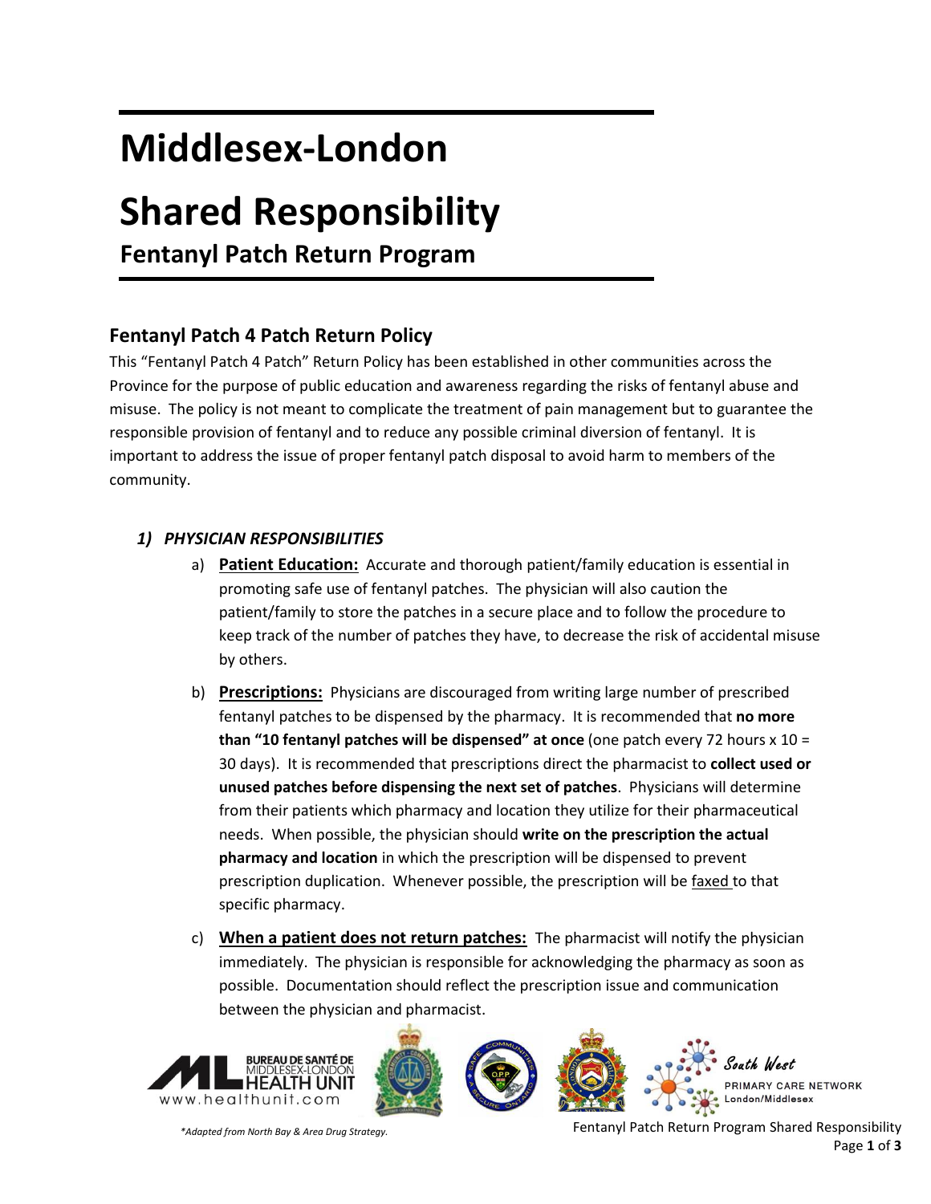# Middlesex-London

# Shared Responsibility

## Fentanyl Patch Return Program

### Fentanyl Patch 4 Patch Return Policy

This "Fentanyl Patch 4 Patch" Return Policy has been established in other communities across the Province for the purpose of public education and awareness regarding the risks of fentanyl abuse and misuse. The policy is not meant to complicate the treatment of pain management but to guarantee the responsible provision of fentanyl and to reduce any possible criminal diversion of fentanyl. It is important to address the issue of proper fentanyl patch disposal to avoid harm to members of the community.

#### *1) PHYSICIAN RESPONSIBILITIES*

a) **Patient Education:** Accurate and thorough patient/family education is essential in promoting safe use of fentanyl patches. The physician will also caution the patient/family to store the patches in a secure place and to follow the procedure to keep track of the number of patches they have, to decrease the risk of accidental misuse by others.

b) **Prescriptions:** Physicians are discouraged from writing large number of prescribed fentanyl patches to be dispensed by the pharmacy. It is recommended that **no more than "10 fentanyl patches will be dispensed" at once** (one patch every 72 hours x 10 = 30 days). It is recommended that prescriptions direct the pharmacist to **collect used or unused patches before dispensing the next set of patches**. Physicians will determine from their patients which pharmacy and location they utilize for their pharmaceutical needs. When possible, the physician should **write on the prescription the actual pharmacy and location** in which the prescription will be dispensed to prevent prescription duplication. Whenever possible, the prescription will be faxed to that specific pharmacy.

c) **When a patient does not return patches:** The pharmacist will notify the physician immediately. The physician is responsible for acknowledging the pharmacy as soon as possible. Documentation should reflect the prescription issue and communication between the physician and pharmacist.

*\*Adapted from North Bay & Area Drug Strategy.*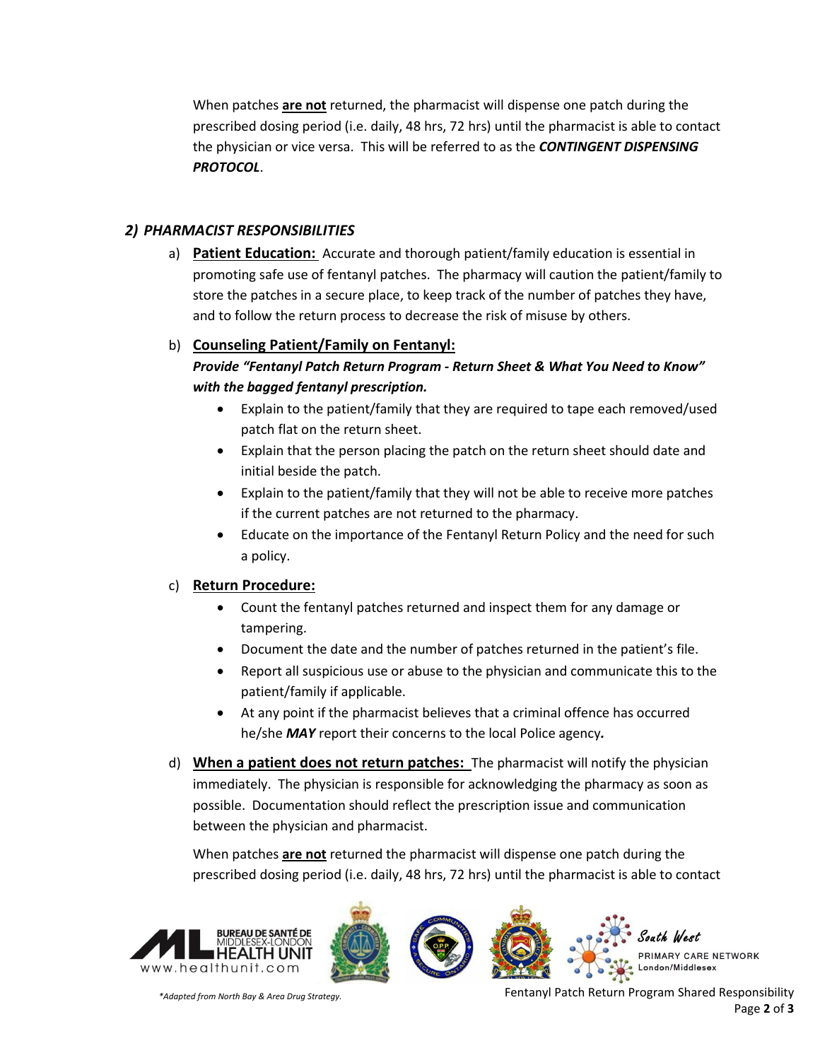When patches **are not** returned, the pharmacist will dispense one patch during the prescribed dosing period (i.e. daily, 48 hrs, 72 hrs) until the pharmacist is able to contact the physician or vice versa. This will be referred to as the ***CONTINGENT DISPENSING PROTOCOL***.

## *2) PHARMACIST RESPONSIBILITIES*

a) **Patient Education:** Accurate and thorough patient/family education is essential in promoting safe use of fentanyl patches. The pharmacy will caution the patient/family to store the patches in a secure place, to keep track of the number of patches they have, and to follow the return process to decrease the risk of misuse by others.

b) **Counseling Patient/Family on Fentanyl:**

***Provide "Fentanyl Patch Return Program - Return Sheet & What You Need to Know" with the bagged fentanyl prescription.***

- Explain to the patient/family that they are required to tape each removed/used patch flat on the return sheet.
- Explain that the person placing the patch on the return sheet should date and initial beside the patch.
- Explain to the patient/family that they will not be able to receive more patches if the current patches are not returned to the pharmacy.
- Educate on the importance of the Fentanyl Return Policy and the need for such a policy.

c) **Return Procedure:**

- Count the fentanyl patches returned and inspect them for any damage or tampering.
- Document the date and the number of patches returned in the patient's file.
- Report all suspicious use or abuse to the physician and communicate this to the patient/family if applicable.
- At any point if the pharmacist believes that a criminal offence has occurred he/she ***MAY*** report their concerns to the local Police agency***.***

d) **When a patient does not return patches:** The pharmacist will notify the physician immediately. The physician is responsible for acknowledging the pharmacy as soon as possible. Documentation should reflect the prescription issue and communication between the physician and pharmacist.

When patches **are not** returned the pharmacist will dispense one patch during the prescribed dosing period (i.e. daily, 48 hrs, 72 hrs) until the pharmacist is able to contact

*\*Adapted from North Bay & Area Drug Strategy.*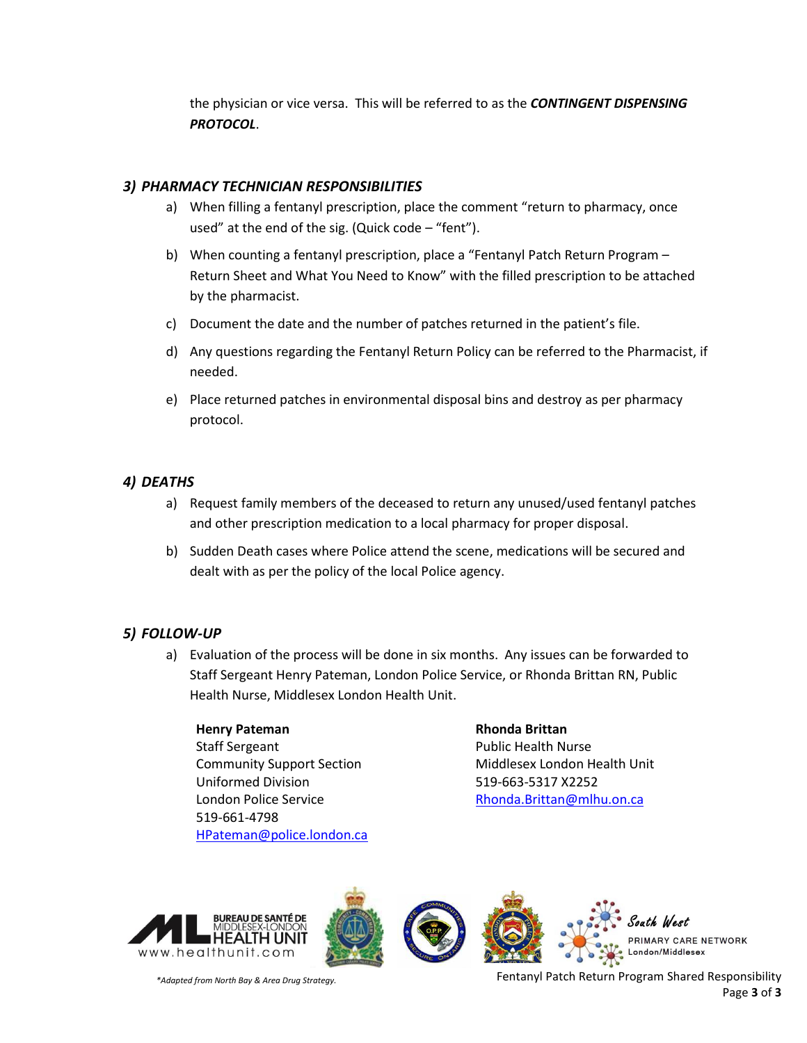the physician or vice versa. This will be referred to as the ***CONTINGENT DISPENSING PROTOCOL***.

### *3) PHARMACY TECHNICIAN RESPONSIBILITIES*

a) When filling a fentanyl prescription, place the comment "return to pharmacy, once used" at the end of the sig. (Quick code – "fent").

b) When counting a fentanyl prescription, place a "Fentanyl Patch Return Program – Return Sheet and What You Need to Know" with the filled prescription to be attached by the pharmacist.

c) Document the date and the number of patches returned in the patient's file.

d) Any questions regarding the Fentanyl Return Policy can be referred to the Pharmacist, if needed.

e) Place returned patches in environmental disposal bins and destroy as per pharmacy protocol.

### *4) DEATHS*

a) Request family members of the deceased to return any unused/used fentanyl patches and other prescription medication to a local pharmacy for proper disposal.

b) Sudden Death cases where Police attend the scene, medications will be secured and dealt with as per the policy of the local Police agency.

### *5) FOLLOW-UP*

a) Evaluation of the process will be done in six months. Any issues can be forwarded to Staff Sergeant Henry Pateman, London Police Service, or Rhonda Brittan RN, Public Health Nurse, Middlesex London Health Unit.

**Henry Pateman**
Staff Sergeant
Community Support Section
Uniformed Division
London Police Service
519-661-4798
HPateman@police.london.ca

**Rhonda Brittan**
Public Health Nurse
Middlesex London Health Unit
519-663-5317 X2252
Rhonda.Brittan@mlhu.on.ca

*\*Adapted from North Bay & Area Drug Strategy.*